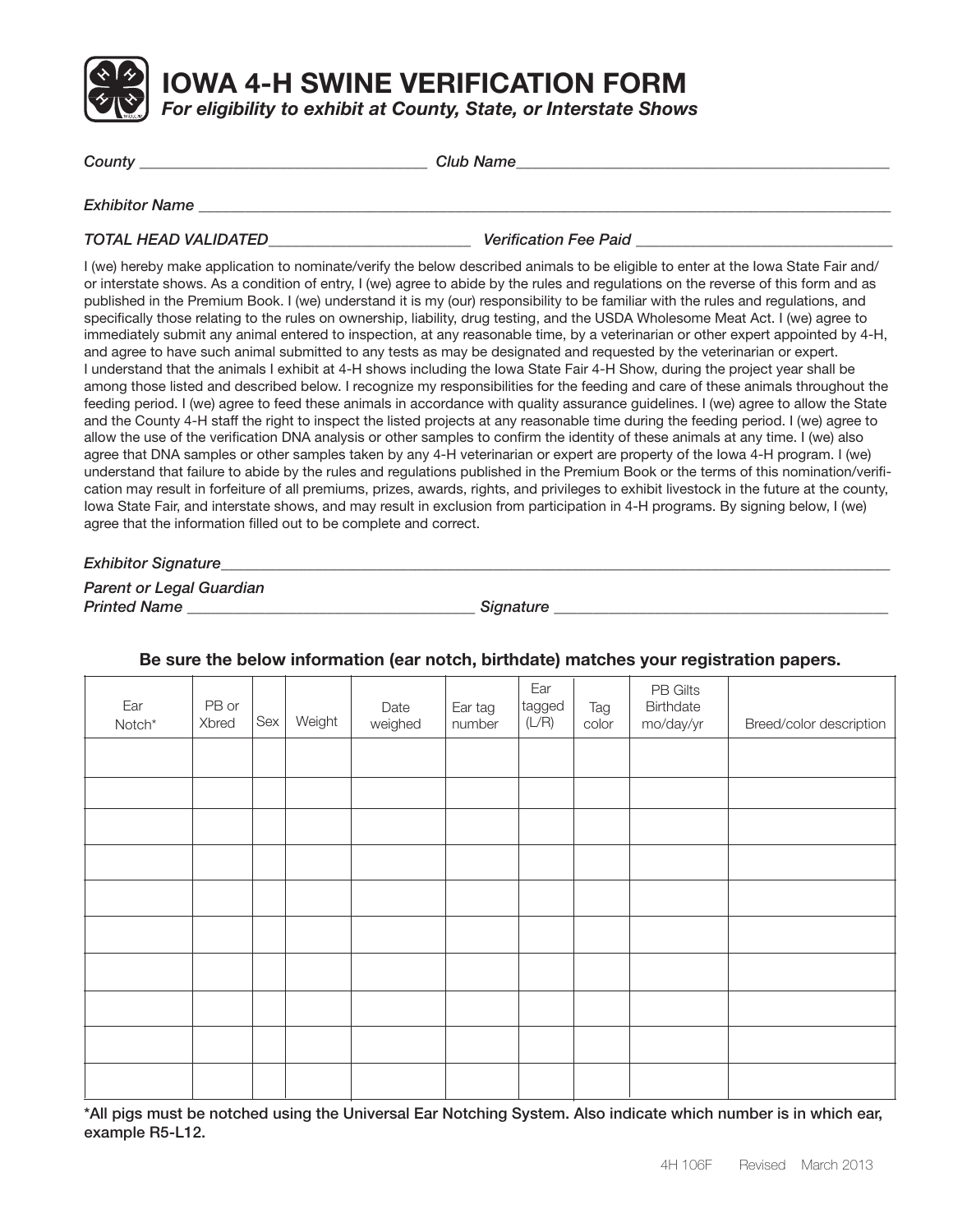# IOWA 4-H SWINE VERIFICATION FORM

*For eligibility to exhibit at County, State, or Interstate Shows*

*County* ___________________________________ *Club Name*_______________________________________________

*Exhibitor Name* ___________________________________________________________________________________

*TOTAL HEAD VALIDATED*________________________ *Verification Fee Paid* ______________________________

I (we) hereby make application to nominate/verify the below described animals to be eligible to enter at the Iowa State Fair and/or interstate shows. As a condition of entry, I (we) agree to abide by the rules and regulations on the reverse of this form and as published in the Premium Book. I (we) understand it is my (our) responsibility to be familiar with the rules and regulations, and specifically those relating to the rules on ownership, liability, drug testing, and the USDA Wholesome Meat Act. I (we) agree to immediately submit any animal entered to inspection, at any reasonable time, by a veterinarian or other expert appointed by 4-H, and agree to have such animal submitted to any tests as may be designated and requested by the veterinarian or expert. I understand that the animals I exhibit at 4-H shows including the Iowa State Fair 4-H Show, during the project year shall be among those listed and described below. I recognize my responsibilities for the feeding and care of these animals throughout the feeding period. I (we) agree to feed these animals in accordance with quality assurance guidelines. I (we) agree to allow the State and the County 4-H staff the right to inspect the listed projects at any reasonable time during the feeding period. I (we) agree to allow the use of the verification DNA analysis or other samples to confirm the identity of these animals at any time. I (we) also agree that DNA samples or other samples taken by any 4-H veterinarian or expert are property of the Iowa 4-H program. I (we) understand that failure to abide by the rules and regulations published in the Premium Book or the terms of this nomination/verification may result in forfeiture of all premiums, prizes, awards, rights, and privileges to exhibit livestock in the future at the county, Iowa State Fair, and interstate shows, and may result in exclusion from participation in 4-H programs. By signing below, I (we) agree that the information filled out to be complete and correct.

*Exhibitor Signature*___________________________________________________________________________________

*Parent or Legal Guardian*
*Printed Name* ___________________________________ *Signature* ________________________________________

**Be sure the below information (ear notch, birthdate) matches your registration papers.**

| Ear Notch* | PB or Xbred | Sex | Weight | Date weighed | Ear tag number | Ear tagged (L/R) | Tag color | PB Gilts Birthdate mo/day/yr | Breed/color description |
|---|---|---|---|---|---|---|---|---|---|
| | | | | | | | | | |
| | | | | | | | | | |
| | | | | | | | | | |
| | | | | | | | | | |
| | | | | | | | | | |
| | | | | | | | | | |
| | | | | | | | | | |
| | | | | | | | | | |
| | | | | | | | | | |
| | | | | | | | | | |

**\*All pigs must be notched using the Universal Ear Notching System. Also indicate which number is in which ear, example R5-L12.**

4H 106F Revised March 2013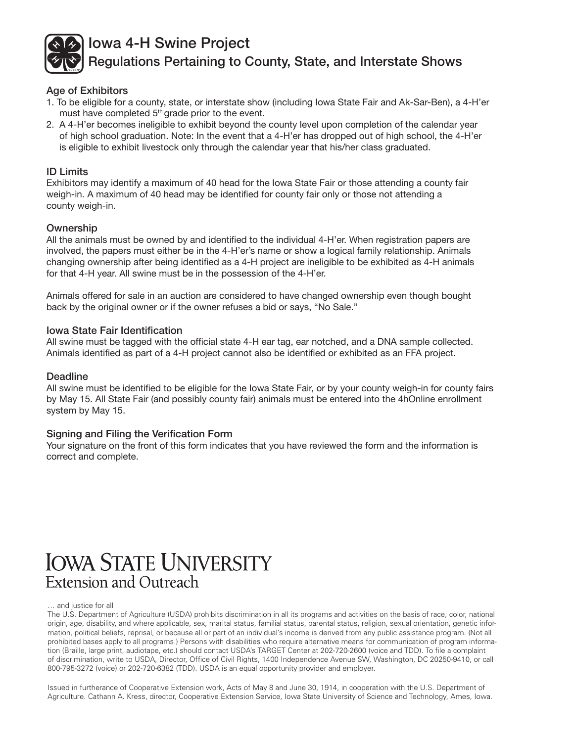# Iowa 4-H Swine Project

## Regulations Pertaining to County, State, and Interstate Shows

### Age of Exhibitors

1. To be eligible for a county, state, or interstate show (including Iowa State Fair and Ak-Sar-Ben), a 4-H'er must have completed 5th grade prior to the event.
2. A 4-H'er becomes ineligible to exhibit beyond the county level upon completion of the calendar year of high school graduation. Note: In the event that a 4-H'er has dropped out of high school, the 4-H'er is eligible to exhibit livestock only through the calendar year that his/her class graduated.

### ID Limits

Exhibitors may identify a maximum of 40 head for the Iowa State Fair or those attending a county fair weigh-in. A maximum of 40 head may be identified for county fair only or those not attending a county weigh-in.

### Ownership

All the animals must be owned by and identified to the individual 4-H'er. When registration papers are involved, the papers must either be in the 4-H'er's name or show a logical family relationship. Animals changing ownership after being identified as a 4-H project are ineligible to be exhibited as 4-H animals for that 4-H year. All swine must be in the possession of the 4-H'er.

Animals offered for sale in an auction are considered to have changed ownership even though bought back by the original owner or if the owner refuses a bid or says, "No Sale."

### Iowa State Fair Identification

All swine must be tagged with the official state 4-H ear tag, ear notched, and a DNA sample collected. Animals identified as part of a 4-H project cannot also be identified or exhibited as an FFA project.

### Deadline

All swine must be identified to be eligible for the Iowa State Fair, or by your county weigh-in for county fairs by May 15. All State Fair (and possibly county fair) animals must be entered into the 4hOnline enrollment system by May 15.

### Signing and Filing the Verification Form

Your signature on the front of this form indicates that you have reviewed the form and the information is correct and complete.

IOWA STATE UNIVERSITY
Extension and Outreach

… and justice for all
The U.S. Department of Agriculture (USDA) prohibits discrimination in all its programs and activities on the basis of race, color, national origin, age, disability, and where applicable, sex, marital status, familial status, parental status, religion, sexual orientation, genetic information, political beliefs, reprisal, or because all or part of an individual's income is derived from any public assistance program. (Not all prohibited bases apply to all programs.) Persons with disabilities who require alternative means for communication of program information (Braille, large print, audiotape, etc.) should contact USDA's TARGET Center at 202-720-2600 (voice and TDD). To file a complaint of discrimination, write to USDA, Director, Office of Civil Rights, 1400 Independence Avenue SW, Washington, DC 20250-9410, or call 800-795-3272 (voice) or 202-720-6382 (TDD). USDA is an equal opportunity provider and employer.

Issued in furtherance of Cooperative Extension work, Acts of May 8 and June 30, 1914, in cooperation with the U.S. Department of Agriculture. Cathann A. Kress, director, Cooperative Extension Service, Iowa State University of Science and Technology, Ames, Iowa.